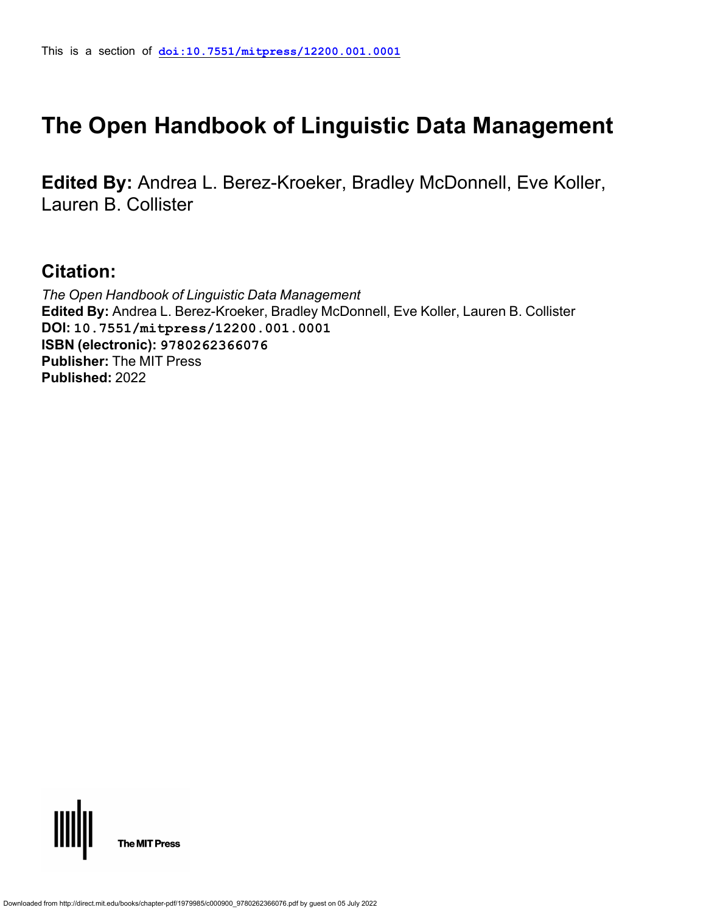This is a section of **doi:10.7551/mitpress/12200.001.0001**

# The Open Handbook of Linguistic Data Management

**Edited By:** Andrea L. Berez-Kroeker, Bradley McDonnell, Eve Koller, Lauren B. Collister

## Citation:

*The Open Handbook of Linguistic Data Management*
**Edited By:** Andrea L. Berez-Kroeker, Bradley McDonnell, Eve Koller, Lauren B. Collister
**DOI:** 10.7551/mitpress/12200.001.0001
**ISBN (electronic):** 9780262366076
**Publisher:** The MIT Press
**Published:** 2022

The MIT Press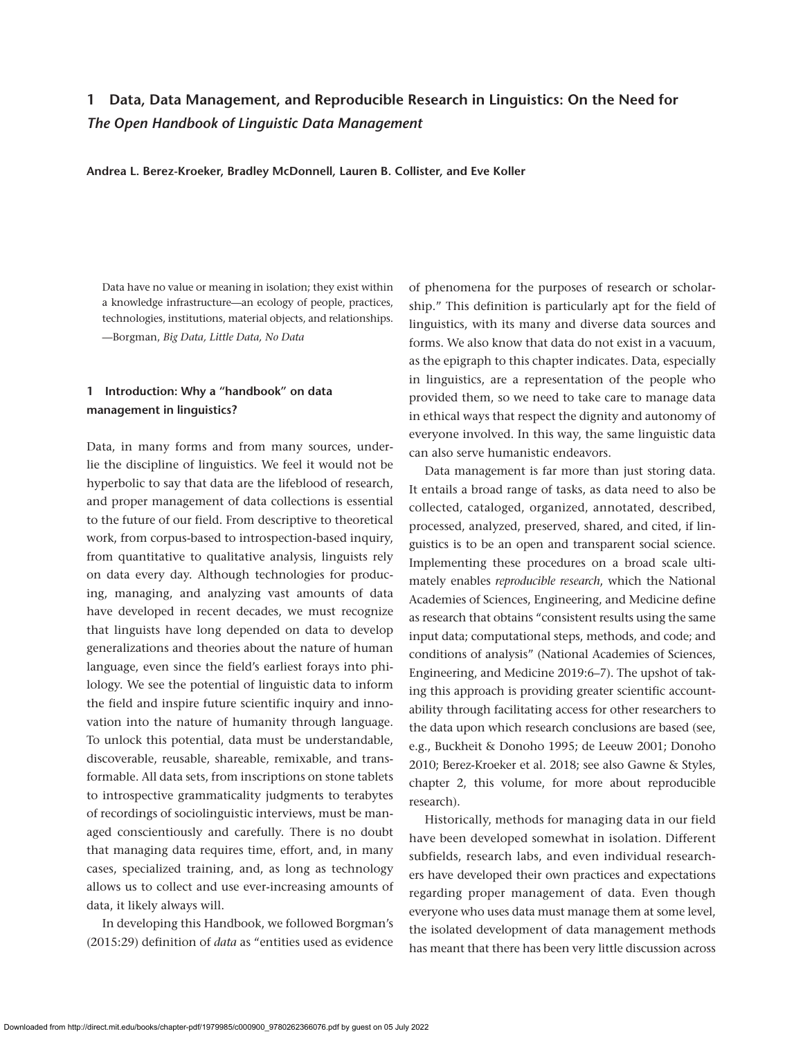# 1 Data, Data Management, and Reproducible Research in Linguistics: On the Need for *The Open Handbook of Linguistic Data Management*

**Andrea L. Berez-Kroeker, Bradley McDonnell, Lauren B. Collister, and Eve Koller**

> Data have no value or meaning in isolation; they exist within a knowledge infrastructure—an ecology of people, practices, technologies, institutions, material objects, and relationships.
>
> —Borgman, *Big Data, Little Data, No Data*

## 1 Introduction: Why a "handbook" on data management in linguistics?

Data, in many forms and from many sources, underlie the discipline of linguistics. We feel it would not be hyperbolic to say that data are the lifeblood of research, and proper management of data collections is essential to the future of our field. From descriptive to theoretical work, from corpus-based to introspection-based inquiry, from quantitative to qualitative analysis, linguists rely on data every day. Although technologies for producing, managing, and analyzing vast amounts of data have developed in recent decades, we must recognize that linguists have long depended on data to develop generalizations and theories about the nature of human language, even since the field's earliest forays into philology. We see the potential of linguistic data to inform the field and inspire future scientific inquiry and innovation into the nature of humanity through language. To unlock this potential, data must be understandable, discoverable, reusable, shareable, remixable, and transformable. All data sets, from inscriptions on stone tablets to introspective grammaticality judgments to terabytes of recordings of sociolinguistic interviews, must be managed conscientiously and carefully. There is no doubt that managing data requires time, effort, and, in many cases, specialized training, and, as long as technology allows us to collect and use ever-increasing amounts of data, it likely always will.

In developing this Handbook, we followed Borgman's (2015:29) definition of *data* as "entities used as evidence of phenomena for the purposes of research or scholarship." This definition is particularly apt for the field of linguistics, with its many and diverse data sources and forms. We also know that data do not exist in a vacuum, as the epigraph to this chapter indicates. Data, especially in linguistics, are a representation of the people who provided them, so we need to take care to manage data in ethical ways that respect the dignity and autonomy of everyone involved. In this way, the same linguistic data can also serve humanistic endeavors.

Data management is far more than just storing data. It entails a broad range of tasks, as data need to also be collected, cataloged, organized, annotated, described, processed, analyzed, preserved, shared, and cited, if linguistics is to be an open and transparent social science. Implementing these procedures on a broad scale ultimately enables *reproducible research*, which the National Academies of Sciences, Engineering, and Medicine define as research that obtains "consistent results using the same input data; computational steps, methods, and code; and conditions of analysis" (National Academies of Sciences, Engineering, and Medicine 2019:6–7). The upshot of taking this approach is providing greater scientific accountability through facilitating access for other researchers to the data upon which research conclusions are based (see, e.g., Buckheit & Donoho 1995; de Leeuw 2001; Donoho 2010; Berez-Kroeker et al. 2018; see also Gawne & Styles, chapter 2, this volume, for more about reproducible research).

Historically, methods for managing data in our field have been developed somewhat in isolation. Different subfields, research labs, and even individual researchers have developed their own practices and expectations regarding proper management of data. Even though everyone who uses data must manage them at some level, the isolated development of data management methods has meant that there has been very little discussion across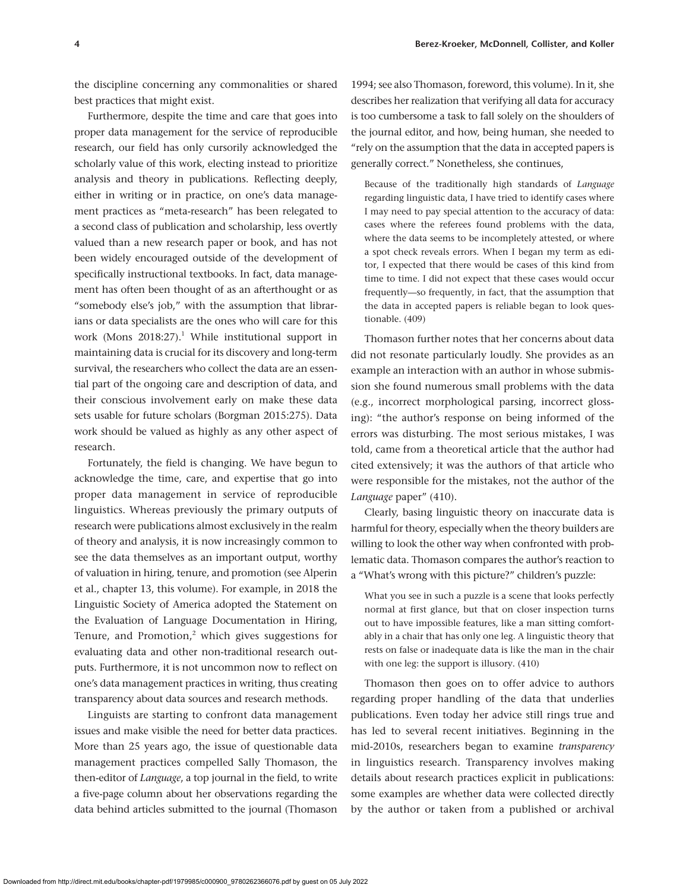the discipline concerning any commonalities or shared best practices that might exist.

Furthermore, despite the time and care that goes into proper data management for the service of reproducible research, our field has only cursorily acknowledged the scholarly value of this work, electing instead to prioritize analysis and theory in publications. Reflecting deeply, either in writing or in practice, on one's data management practices as "meta-research" has been relegated to a second class of publication and scholarship, less overtly valued than a new research paper or book, and has not been widely encouraged outside of the development of specifically instructional textbooks. In fact, data management has often been thought of as an afterthought or as "somebody else's job," with the assumption that librarians or data specialists are the ones who will care for this work (Mons 2018:27).[1] While institutional support in maintaining data is crucial for its discovery and long-term survival, the researchers who collect the data are an essential part of the ongoing care and description of data, and their conscious involvement early on make these data sets usable for future scholars (Borgman 2015:275). Data work should be valued as highly as any other aspect of research.

Fortunately, the field is changing. We have begun to acknowledge the time, care, and expertise that go into proper data management in service of reproducible linguistics. Whereas previously the primary outputs of research were publications almost exclusively in the realm of theory and analysis, it is now increasingly common to see the data themselves as an important output, worthy of valuation in hiring, tenure, and promotion (see Alperin et al., chapter 13, this volume). For example, in 2018 the Linguistic Society of America adopted the Statement on the Evaluation of Language Documentation in Hiring, Tenure, and Promotion,[2] which gives suggestions for evaluating data and other non-traditional research outputs. Furthermore, it is not uncommon now to reflect on one's data management practices in writing, thus creating transparency about data sources and research methods.

Linguists are starting to confront data management issues and make visible the need for better data practices. More than 25 years ago, the issue of questionable data management practices compelled Sally Thomason, the then-editor of *Language*, a top journal in the field, to write a five-page column about her observations regarding the data behind articles submitted to the journal (Thomason 1994; see also Thomason, foreword, this volume). In it, she describes her realization that verifying all data for accuracy is too cumbersome a task to fall solely on the shoulders of the journal editor, and how, being human, she needed to "rely on the assumption that the data in accepted papers is generally correct." Nonetheless, she continues,

> Because of the traditionally high standards of *Language* regarding linguistic data, I have tried to identify cases where I may need to pay special attention to the accuracy of data: cases where the referees found problems with the data, where the data seems to be incompletely attested, or where a spot check reveals errors. When I began my term as editor, I expected that there would be cases of this kind from time to time. I did not expect that these cases would occur frequently—so frequently, in fact, that the assumption that the data in accepted papers is reliable began to look questionable. (409)

Thomason further notes that her concerns about data did not resonate particularly loudly. She provides as an example an interaction with an author in whose submission she found numerous small problems with the data (e.g., incorrect morphological parsing, incorrect glossing): "the author's response on being informed of the errors was disturbing. The most serious mistakes, I was told, came from a theoretical article that the author had cited extensively; it was the authors of that article who were responsible for the mistakes, not the author of the *Language* paper" (410).

Clearly, basing linguistic theory on inaccurate data is harmful for theory, especially when the theory builders are willing to look the other way when confronted with problematic data. Thomason compares the author's reaction to a "What's wrong with this picture?" children's puzzle:

> What you see in such a puzzle is a scene that looks perfectly normal at first glance, but that on closer inspection turns out to have impossible features, like a man sitting comfortably in a chair that has only one leg. A linguistic theory that rests on false or inadequate data is like the man in the chair with one leg: the support is illusory. (410)

Thomason then goes on to offer advice to authors regarding proper handling of the data that underlies publications. Even today her advice still rings true and has led to several recent initiatives. Beginning in the mid-2010s, researchers began to examine *transparency* in linguistics research. Transparency involves making details about research practices explicit in publications: some examples are whether data were collected directly by the author or taken from a published or archival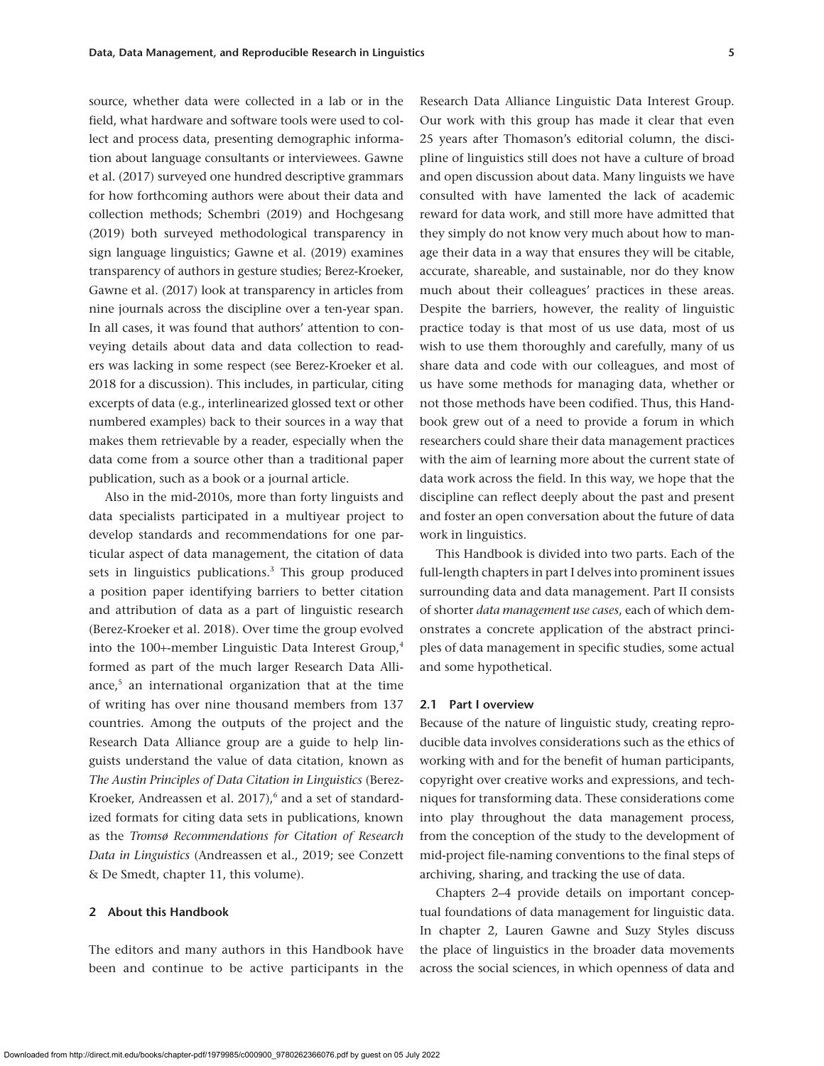source, whether data were collected in a lab or in the field, what hardware and software tools were used to collect and process data, presenting demographic information about language consultants or interviewees. Gawne et al. (2017) surveyed one hundred descriptive grammars for how forthcoming authors were about their data and collection methods; Schembri (2019) and Hochgesang (2019) both surveyed methodological transparency in sign language linguistics; Gawne et al. (2019) examines transparency of authors in gesture studies; Berez-Kroeker, Gawne et al. (2017) look at transparency in articles from nine journals across the discipline over a ten-year span. In all cases, it was found that authors' attention to conveying details about data and data collection to readers was lacking in some respect (see Berez-Kroeker et al. 2018 for a discussion). This includes, in particular, citing excerpts of data (e.g., interlinearized glossed text or other numbered examples) back to their sources in a way that makes them retrievable by a reader, especially when the data come from a source other than a traditional paper publication, such as a book or a journal article.

Also in the mid-2010s, more than forty linguists and data specialists participated in a multiyear project to develop standards and recommendations for one particular aspect of data management, the citation of data sets in linguistics publications.[3] This group produced a position paper identifying barriers to better citation and attribution of data as a part of linguistic research (Berez-Kroeker et al. 2018). Over time the group evolved into the 100+-member Linguistic Data Interest Group,[4] formed as part of the much larger Research Data Alliance,[5] an international organization that at the time of writing has over nine thousand members from 137 countries. Among the outputs of the project and the Research Data Alliance group are a guide to help linguists understand the value of data citation, known as *The Austin Principles of Data Citation in Linguistics* (Berez-Kroeker, Andreassen et al. 2017),[6] and a set of standardized formats for citing data sets in publications, known as the *Tromsø Recommendations for Citation of Research Data in Linguistics* (Andreassen et al., 2019; see Conzett & De Smedt, chapter 11, this volume).

## 2 About this Handbook

The editors and many authors in this Handbook have been and continue to be active participants in the Research Data Alliance Linguistic Data Interest Group. Our work with this group has made it clear that even 25 years after Thomason's editorial column, the discipline of linguistics still does not have a culture of broad and open discussion about data. Many linguists we have consulted with have lamented the lack of academic reward for data work, and still more have admitted that they simply do not know very much about how to manage their data in a way that ensures they will be citable, accurate, shareable, and sustainable, nor do they know much about their colleagues' practices in these areas. Despite the barriers, however, the reality of linguistic practice today is that most of us use data, most of us wish to use them thoroughly and carefully, many of us share data and code with our colleagues, and most of us have some methods for managing data, whether or not those methods have been codified. Thus, this Handbook grew out of a need to provide a forum in which researchers could share their data management practices with the aim of learning more about the current state of data work across the field. In this way, we hope that the discipline can reflect deeply about the past and present and foster an open conversation about the future of data work in linguistics.

This Handbook is divided into two parts. Each of the full-length chapters in part I delves into prominent issues surrounding data and data management. Part II consists of shorter *data management use cases*, each of which demonstrates a concrete application of the abstract principles of data management in specific studies, some actual and some hypothetical.

### 2.1 Part I overview

Because of the nature of linguistic study, creating reproducible data involves considerations such as the ethics of working with and for the benefit of human participants, copyright over creative works and expressions, and techniques for transforming data. These considerations come into play throughout the data management process, from the conception of the study to the development of mid-project file-naming conventions to the final steps of archiving, sharing, and tracking the use of data.

Chapters 2–4 provide details on important conceptual foundations of data management for linguistic data. In chapter 2, Lauren Gawne and Suzy Styles discuss the place of linguistics in the broader data movements across the social sciences, in which openness of data and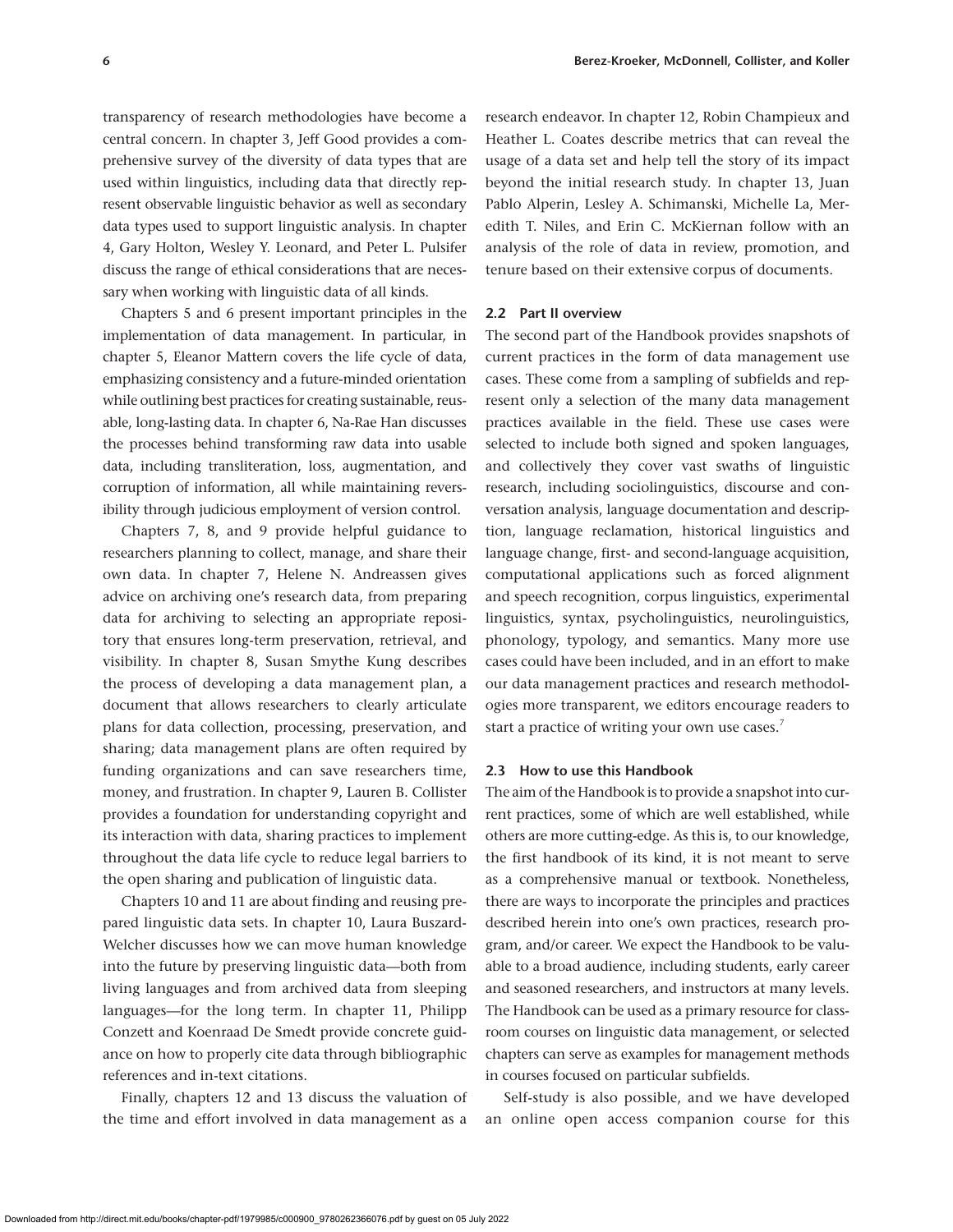transparency of research methodologies have become a central concern. In chapter 3, Jeff Good provides a comprehensive survey of the diversity of data types that are used within linguistics, including data that directly represent observable linguistic behavior as well as secondary data types used to support linguistic analysis. In chapter 4, Gary Holton, Wesley Y. Leonard, and Peter L. Pulsifer discuss the range of ethical considerations that are necessary when working with linguistic data of all kinds.

Chapters 5 and 6 present important principles in the implementation of data management. In particular, in chapter 5, Eleanor Mattern covers the life cycle of data, emphasizing consistency and a future-minded orientation while outlining best practices for creating sustainable, reusable, long-lasting data. In chapter 6, Na-Rae Han discusses the processes behind transforming raw data into usable data, including transliteration, loss, augmentation, and corruption of information, all while maintaining reversibility through judicious employment of version control.

Chapters 7, 8, and 9 provide helpful guidance to researchers planning to collect, manage, and share their own data. In chapter 7, Helene N. Andreassen gives advice on archiving one's research data, from preparing data for archiving to selecting an appropriate repository that ensures long-term preservation, retrieval, and visibility. In chapter 8, Susan Smythe Kung describes the process of developing a data management plan, a document that allows researchers to clearly articulate plans for data collection, processing, preservation, and sharing; data management plans are often required by funding organizations and can save researchers time, money, and frustration. In chapter 9, Lauren B. Collister provides a foundation for understanding copyright and its interaction with data, sharing practices to implement throughout the data life cycle to reduce legal barriers to the open sharing and publication of linguistic data.

Chapters 10 and 11 are about finding and reusing prepared linguistic data sets. In chapter 10, Laura Buszard-Welcher discusses how we can move human knowledge into the future by preserving linguistic data—both from living languages and from archived data from sleeping languages—for the long term. In chapter 11, Philipp Conzett and Koenraad De Smedt provide concrete guidance on how to properly cite data through bibliographic references and in-text citations.

Finally, chapters 12 and 13 discuss the valuation of the time and effort involved in data management as a research endeavor. In chapter 12, Robin Champieux and Heather L. Coates describe metrics that can reveal the usage of a data set and help tell the story of its impact beyond the initial research study. In chapter 13, Juan Pablo Alperin, Lesley A. Schimanski, Michelle La, Meredith T. Niles, and Erin C. McKiernan follow with an analysis of the role of data in review, promotion, and tenure based on their extensive corpus of documents.

### 2.2 Part II overview

The second part of the Handbook provides snapshots of current practices in the form of data management use cases. These come from a sampling of subfields and represent only a selection of the many data management practices available in the field. These use cases were selected to include both signed and spoken languages, and collectively they cover vast swaths of linguistic research, including sociolinguistics, discourse and conversation analysis, language documentation and description, language reclamation, historical linguistics and language change, first- and second-language acquisition, computational applications such as forced alignment and speech recognition, corpus linguistics, experimental linguistics, syntax, psycholinguistics, neurolinguistics, phonology, typology, and semantics. Many more use cases could have been included, and in an effort to make our data management practices and research methodologies more transparent, we editors encourage readers to start a practice of writing your own use cases.[7]

### 2.3 How to use this Handbook

The aim of the Handbook is to provide a snapshot into current practices, some of which are well established, while others are more cutting-edge. As this is, to our knowledge, the first handbook of its kind, it is not meant to serve as a comprehensive manual or textbook. Nonetheless, there are ways to incorporate the principles and practices described herein into one's own practices, research program, and/or career. We expect the Handbook to be valuable to a broad audience, including students, early career and seasoned researchers, and instructors at many levels. The Handbook can be used as a primary resource for classroom courses on linguistic data management, or selected chapters can serve as examples for management methods in courses focused on particular subfields.

Self-study is also possible, and we have developed an online open access companion course for this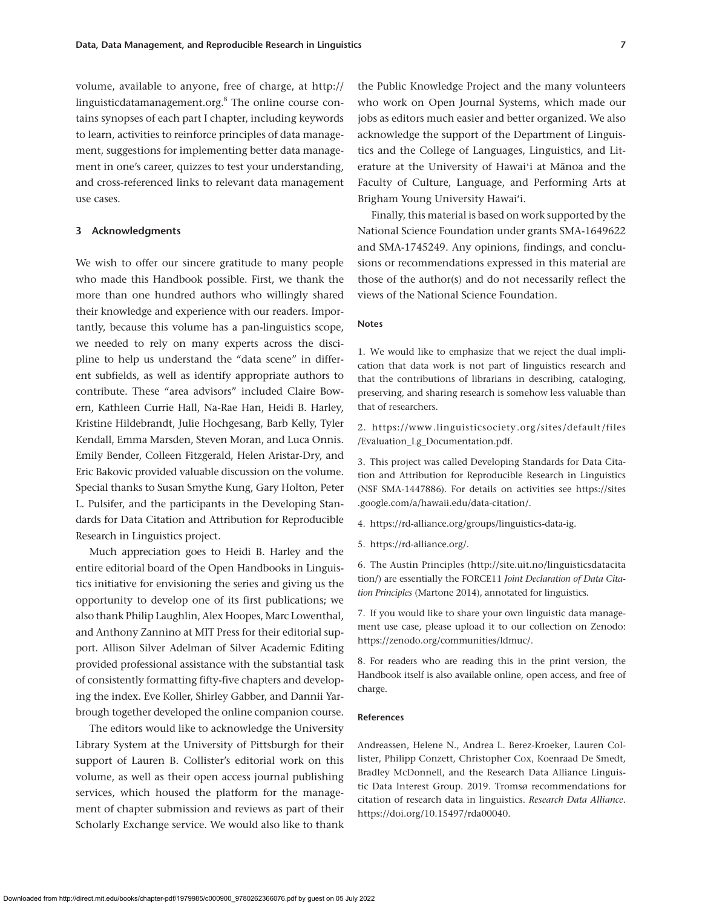volume, available to anyone, free of charge, at http://linguisticdatamanagement.org.[8] The online course contains synopses of each part I chapter, including keywords to learn, activities to reinforce principles of data management, suggestions for implementing better data management in one's career, quizzes to test your understanding, and cross-referenced links to relevant data management use cases.

## 3 Acknowledgments

We wish to offer our sincere gratitude to many people who made this Handbook possible. First, we thank the more than one hundred authors who willingly shared their knowledge and experience with our readers. Importantly, because this volume has a pan-linguistics scope, we needed to rely on many experts across the discipline to help us understand the "data scene" in different subfields, as well as identify appropriate authors to contribute. These "area advisors" included Claire Bowern, Kathleen Currie Hall, Na-Rae Han, Heidi B. Harley, Kristine Hildebrandt, Julie Hochgesang, Barb Kelly, Tyler Kendall, Emma Marsden, Steven Moran, and Luca Onnis. Emily Bender, Colleen Fitzgerald, Helen Aristar-Dry, and Eric Bakovic provided valuable discussion on the volume. Special thanks to Susan Smythe Kung, Gary Holton, Peter L. Pulsifer, and the participants in the Developing Standards for Data Citation and Attribution for Reproducible Research in Linguistics project.

Much appreciation goes to Heidi B. Harley and the entire editorial board of the Open Handbooks in Linguistics initiative for envisioning the series and giving us the opportunity to develop one of its first publications; we also thank Philip Laughlin, Alex Hoopes, Marc Lowenthal, and Anthony Zannino at MIT Press for their editorial support. Allison Silver Adelman of Silver Academic Editing provided professional assistance with the substantial task of consistently formatting fifty-five chapters and developing the index. Eve Koller, Shirley Gabber, and Dannii Yarbrough together developed the online companion course.

The editors would like to acknowledge the University Library System at the University of Pittsburgh for their support of Lauren B. Collister's editorial work on this volume, as well as their open access journal publishing services, which housed the platform for the management of chapter submission and reviews as part of their Scholarly Exchange service. We would also like to thank the Public Knowledge Project and the many volunteers who work on Open Journal Systems, which made our jobs as editors much easier and better organized. We also acknowledge the support of the Department of Linguistics and the College of Languages, Linguistics, and Literature at the University of Hawai'i at Mānoa and the Faculty of Culture, Language, and Performing Arts at Brigham Young University Hawai'i.

Finally, this material is based on work supported by the National Science Foundation under grants SMA-1649622 and SMA-1745249. Any opinions, findings, and conclusions or recommendations expressed in this material are those of the author(s) and do not necessarily reflect the views of the National Science Foundation.

### Notes

1. We would like to emphasize that we reject the dual implication that data work is not part of linguistics research and that the contributions of librarians in describing, cataloging, preserving, and sharing research is somehow less valuable than that of researchers.

2. https://www.linguisticsociety.org/sites/default/files/Evaluation_Lg_Documentation.pdf.

3. This project was called Developing Standards for Data Citation and Attribution for Reproducible Research in Linguistics (NSF SMA-1447886). For details on activities see https://sites.google.com/a/hawaii.edu/data-citation/.

4. https://rd-alliance.org/groups/linguistics-data-ig.

5. https://rd-alliance.org/.

6. The Austin Principles (http://site.uit.no/linguisticsdatacitation/) are essentially the FORCE11 *Joint Declaration of Data Citation Principles* (Martone 2014), annotated for linguistics.

7. If you would like to share your own linguistic data management use case, please upload it to our collection on Zenodo: https://zenodo.org/communities/ldmuc/.

8. For readers who are reading this in the print version, the Handbook itself is also available online, open access, and free of charge.

### References

Andreassen, Helene N., Andrea L. Berez-Kroeker, Lauren Collister, Philipp Conzett, Christopher Cox, Koenraad De Smedt, Bradley McDonnell, and the Research Data Alliance Linguistic Data Interest Group. 2019. Tromsø recommendations for citation of research data in linguistics. *Research Data Alliance*. https://doi.org/10.15497/rda00040.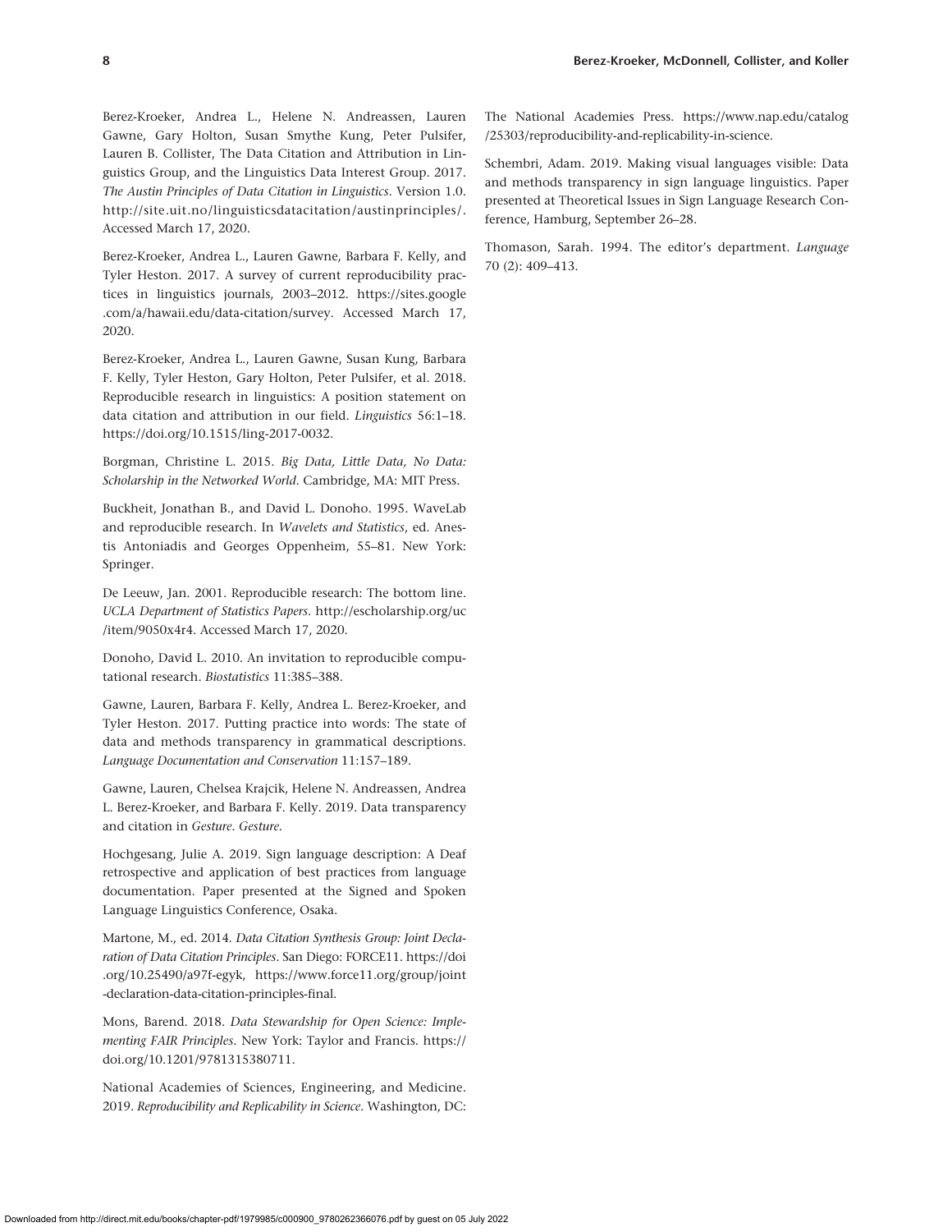Berez-Kroeker, Andrea L., Helene N. Andreassen, Lauren Gawne, Gary Holton, Susan Smythe Kung, Peter Pulsifer, Lauren B. Collister, The Data Citation and Attribution in Linguistics Group, and the Linguistics Data Interest Group. 2017. *The Austin Principles of Data Citation in Linguistics*. Version 1.0. http://site.uit.no/linguisticsdatacitation/austinprinciples/. Accessed March 17, 2020.

Berez-Kroeker, Andrea L., Lauren Gawne, Barbara F. Kelly, and Tyler Heston. 2017. A survey of current reproducibility practices in linguistics journals, 2003–2012. https://sites.google.com/a/hawaii.edu/data-citation/survey. Accessed March 17, 2020.

Berez-Kroeker, Andrea L., Lauren Gawne, Susan Kung, Barbara F. Kelly, Tyler Heston, Gary Holton, Peter Pulsifer, et al. 2018. Reproducible research in linguistics: A position statement on data citation and attribution in our field. *Linguistics* 56:1–18. https://doi.org/10.1515/ling-2017-0032.

Borgman, Christine L. 2015. *Big Data, Little Data, No Data: Scholarship in the Networked World*. Cambridge, MA: MIT Press.

Buckheit, Jonathan B., and David L. Donoho. 1995. WaveLab and reproducible research. In *Wavelets and Statistics*, ed. Anestis Antoniadis and Georges Oppenheim, 55–81. New York: Springer.

De Leeuw, Jan. 2001. Reproducible research: The bottom line. *UCLA Department of Statistics Papers*. http://escholarship.org/uc/item/9050x4r4. Accessed March 17, 2020.

Donoho, David L. 2010. An invitation to reproducible computational research. *Biostatistics* 11:385–388.

Gawne, Lauren, Barbara F. Kelly, Andrea L. Berez-Kroeker, and Tyler Heston. 2017. Putting practice into words: The state of data and methods transparency in grammatical descriptions. *Language Documentation and Conservation* 11:157–189.

Gawne, Lauren, Chelsea Krajcik, Helene N. Andreassen, Andrea L. Berez-Kroeker, and Barbara F. Kelly. 2019. Data transparency and citation in *Gesture*. *Gesture*.

Hochgesang, Julie A. 2019. Sign language description: A Deaf retrospective and application of best practices from language documentation. Paper presented at the Signed and Spoken Language Linguistics Conference, Osaka.

Martone, M., ed. 2014. *Data Citation Synthesis Group: Joint Declaration of Data Citation Principles*. San Diego: FORCE11. https://doi.org/10.25490/a97f-egyk, https://www.force11.org/group/joint-declaration-data-citation-principles-final.

Mons, Barend. 2018. *Data Stewardship for Open Science: Implementing FAIR Principles*. New York: Taylor and Francis. https://doi.org/10.1201/9781315380711.

National Academies of Sciences, Engineering, and Medicine. 2019. *Reproducibility and Replicability in Science*. Washington, DC: The National Academies Press. https://www.nap.edu/catalog/25303/reproducibility-and-replicability-in-science.

Schembri, Adam. 2019. Making visual languages visible: Data and methods transparency in sign language linguistics. Paper presented at Theoretical Issues in Sign Language Research Conference, Hamburg, September 26–28.

Thomason, Sarah. 1994. The editor's department. *Language* 70 (2): 409–413.